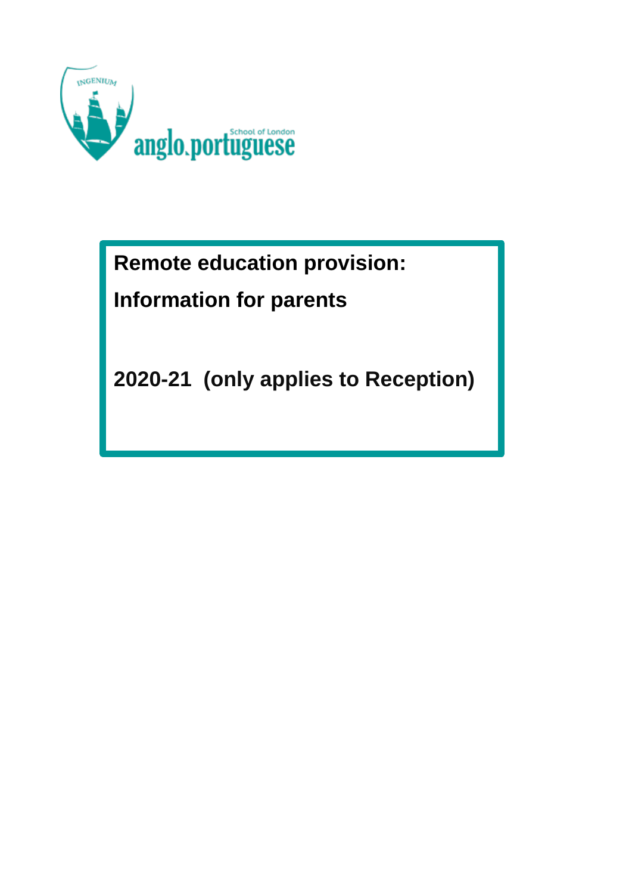INGENIUM

anglo.portuguese School of London

# Remote education provision:

# Information for parents

## 2020-21 (only applies to Reception)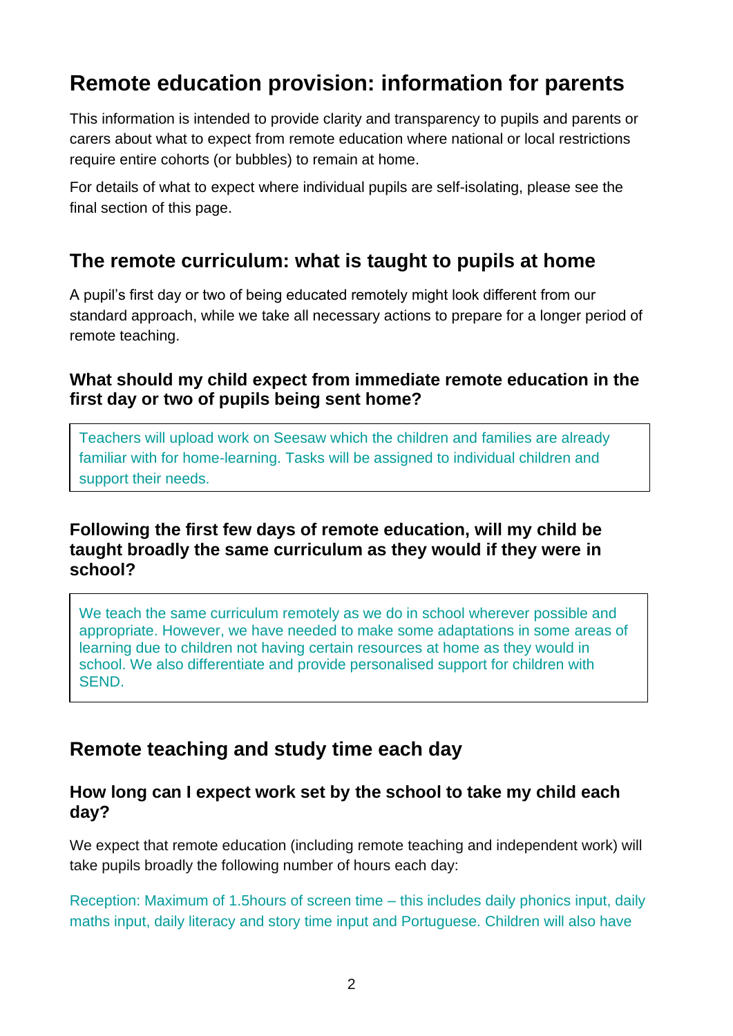# Remote education provision: information for parents

This information is intended to provide clarity and transparency to pupils and parents or carers about what to expect from remote education where national or local restrictions require entire cohorts (or bubbles) to remain at home.

For details of what to expect where individual pupils are self-isolating, please see the final section of this page.

## The remote curriculum: what is taught to pupils at home

A pupil's first day or two of being educated remotely might look different from our standard approach, while we take all necessary actions to prepare for a longer period of remote teaching.

### What should my child expect from immediate remote education in the first day or two of pupils being sent home?

Teachers will upload work on Seesaw which the children and families are already familiar with for home-learning. Tasks will be assigned to individual children and support their needs.

### Following the first few days of remote education, will my child be taught broadly the same curriculum as they would if they were in school?

We teach the same curriculum remotely as we do in school wherever possible and appropriate. However, we have needed to make some adaptations in some areas of learning due to children not having certain resources at home as they would in school. We also differentiate and provide personalised support for children with SEND.

## Remote teaching and study time each day

### How long can I expect work set by the school to take my child each day?

We expect that remote education (including remote teaching and independent work) will take pupils broadly the following number of hours each day:

Reception: Maximum of 1.5hours of screen time – this includes daily phonics input, daily maths input, daily literacy and story time input and Portuguese. Children will also have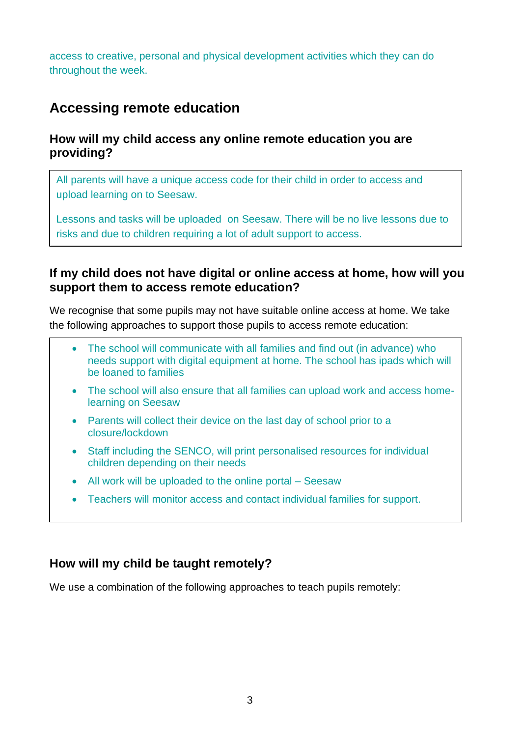access to creative, personal and physical development activities which they can do throughout the week.

## Accessing remote education

### How will my child access any online remote education you are providing?

All parents will have a unique access code for their child in order to access and upload learning on to Seesaw.

Lessons and tasks will be uploaded  on Seesaw. There will be no live lessons due to risks and due to children requiring a lot of adult support to access.

### If my child does not have digital or online access at home, how will you support them to access remote education?

We recognise that some pupils may not have suitable online access at home. We take the following approaches to support those pupils to access remote education:

- The school will communicate with all families and find out (in advance) who needs support with digital equipment at home. The school has ipads which will be loaned to families
- The school will also ensure that all families can upload work and access home-learning on Seesaw
- Parents will collect their device on the last day of school prior to a closure/lockdown
- Staff including the SENCO, will print personalised resources for individual children depending on their needs
- All work will be uploaded to the online portal – Seesaw
- Teachers will monitor access and contact individual families for support.

### How will my child be taught remotely?

We use a combination of the following approaches to teach pupils remotely: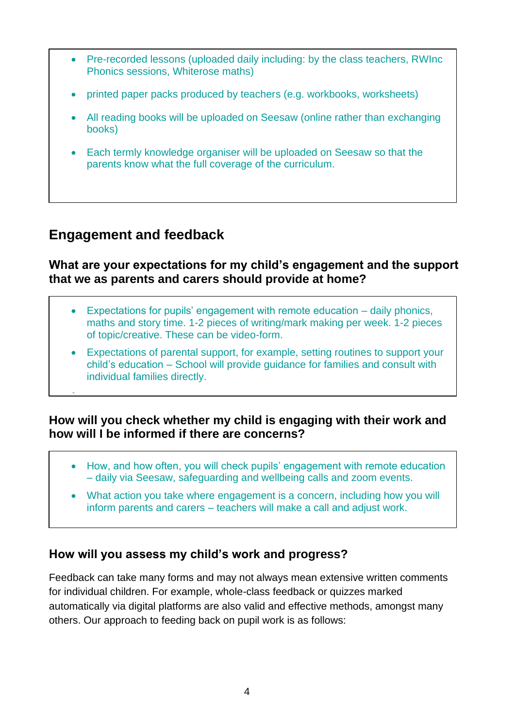- Pre-recorded lessons (uploaded daily including: by the class teachers, RWInc Phonics sessions, Whiterose maths)
- printed paper packs produced by teachers (e.g. workbooks, worksheets)
- All reading books will be uploaded on Seesaw (online rather than exchanging books)
- Each termly knowledge organiser will be uploaded on Seesaw so that the parents know what the full coverage of the curriculum.

## Engagement and feedback

### What are your expectations for my child's engagement and the support that we as parents and carers should provide at home?

- Expectations for pupils' engagement with remote education – daily phonics, maths and story time. 1-2 pieces of writing/mark making per week. 1-2 pieces of topic/creative. These can be video-form.
- Expectations of parental support, for example, setting routines to support your child's education – School will provide guidance for families and consult with individual families directly.

### How will you check whether my child is engaging with their work and how will I be informed if there are concerns?

- How, and how often, you will check pupils' engagement with remote education – daily via Seesaw, safeguarding and wellbeing calls and zoom events.
- What action you take where engagement is a concern, including how you will inform parents and carers – teachers will make a call and adjust work.

### How will you assess my child's work and progress?

Feedback can take many forms and may not always mean extensive written comments for individual children. For example, whole-class feedback or quizzes marked automatically via digital platforms are also valid and effective methods, amongst many others. Our approach to feeding back on pupil work is as follows: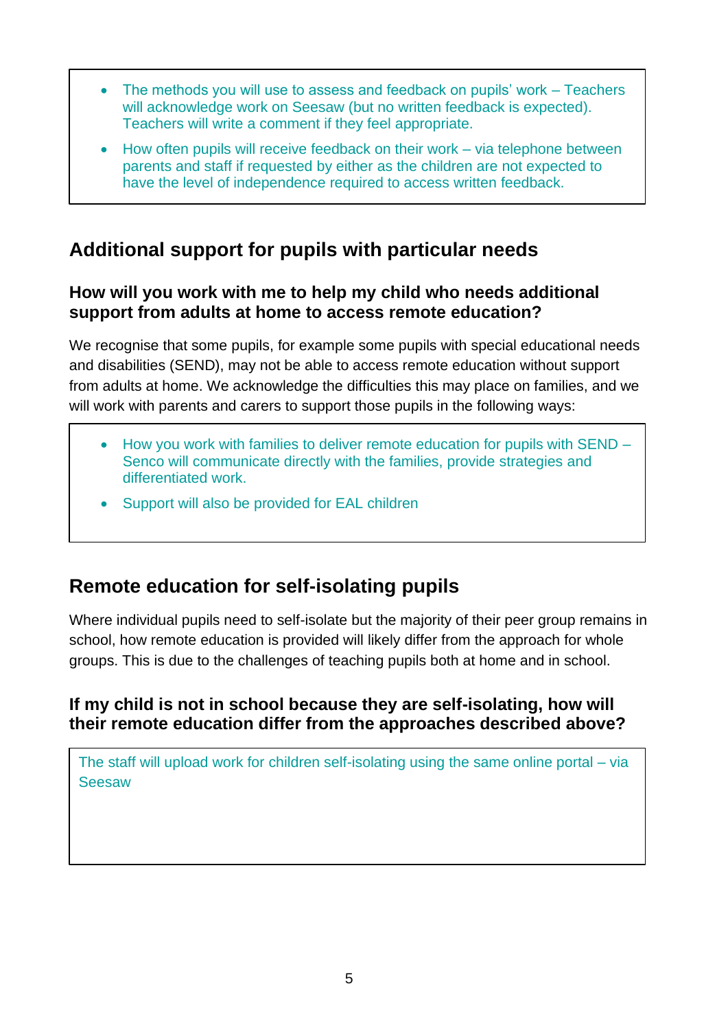- The methods you will use to assess and feedback on pupils' work – Teachers will acknowledge work on Seesaw (but no written feedback is expected). Teachers will write a comment if they feel appropriate.
- How often pupils will receive feedback on their work – via telephone between parents and staff if requested by either as the children are not expected to have the level of independence required to access written feedback.

## Additional support for pupils with particular needs

### How will you work with me to help my child who needs additional support from adults at home to access remote education?

We recognise that some pupils, for example some pupils with special educational needs and disabilities (SEND), may not be able to access remote education without support from adults at home. We acknowledge the difficulties this may place on families, and we will work with parents and carers to support those pupils in the following ways:

- How you work with families to deliver remote education for pupils with SEND – Senco will communicate directly with the families, provide strategies and differentiated work.
- Support will also be provided for EAL children

## Remote education for self-isolating pupils

Where individual pupils need to self-isolate but the majority of their peer group remains in school, how remote education is provided will likely differ from the approach for whole groups. This is due to the challenges of teaching pupils both at home and in school.

### If my child is not in school because they are self-isolating, how will their remote education differ from the approaches described above?

The staff will upload work for children self-isolating using the same online portal – via Seesaw